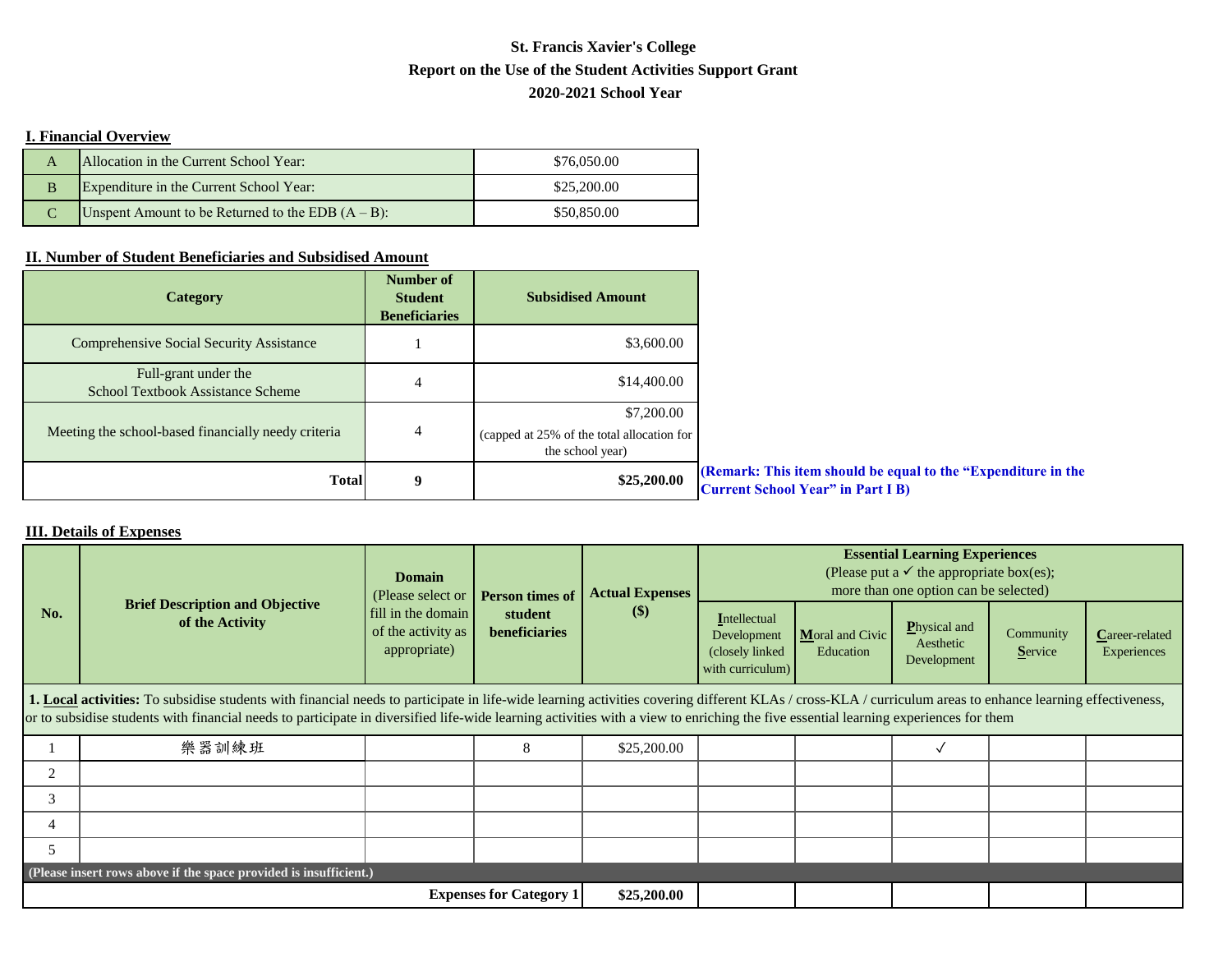# St. Francis Xavier's College
## Report on the Use of the Student Activities Support Grant
## 2020-2021 School Year

**I. Financial Overview**

| | | |
|---|---|---|
| A | Allocation in the Current School Year: | $76,050.00 |
| B | Expenditure in the Current School Year: | $25,200.00 |
| C | Unspent Amount to be Returned to the EDB (A – B): | $50,850.00 |

**II. Number of Student Beneficiaries and Subsidised Amount**

| Category | Number of Student Beneficiaries | Subsidised Amount |
|---|---|---|
| Comprehensive Social Security Assistance | 1 | $3,600.00 |
| Full-grant under the School Textbook Assistance Scheme | 4 | $14,400.00 |
| Meeting the school-based financially needy criteria | 4 | $7,200.00 (capped at 25% of the total allocation for the school year) |
| **Total** | **9** | **$25,200.00** |

**(Remark: This item should be equal to the "Expenditure in the Current School Year" in Part I B)**

**III. Details of Expenses**

| No. | Brief Description and Objective of the Activity | Domain (Please select or fill in the domain of the activity as appropriate) | Person times of student beneficiaries | Actual Expenses ($) | Essential Learning Experiences (Please put a ✓ the appropriate box(es); more than one option can be selected) | | | | |
|---|---|---|---|---|---|---|---|---|---|
| | | | | | Intellectual Development (closely linked with curriculum) | Moral and Civic Education | Physical and Aesthetic Development | Community Service | Career-related Experiences |
| **1. Local activities:** To subsidise students with financial needs to participate in life-wide learning activities covering different KLAs / cross-KLA / curriculum areas to enhance learning effectiveness, or to subsidise students with financial needs to participate in diversified life-wide learning activities with a view to enriching the five essential learning experiences for them | | | | | | | | | |
| 1 | 樂器訓練班 | | 8 | $25,200.00 | | | ✓ | | |
| 2 | | | | | | | | | |
| 3 | | | | | | | | | |
| 4 | | | | | | | | | |
| 5 | | | | | | | | | |
| (Please insert rows above if the space provided is insufficient.) | | | | | | | | | |
| | | | **Expenses for Category 1** | **$25,200.00** | | | | | |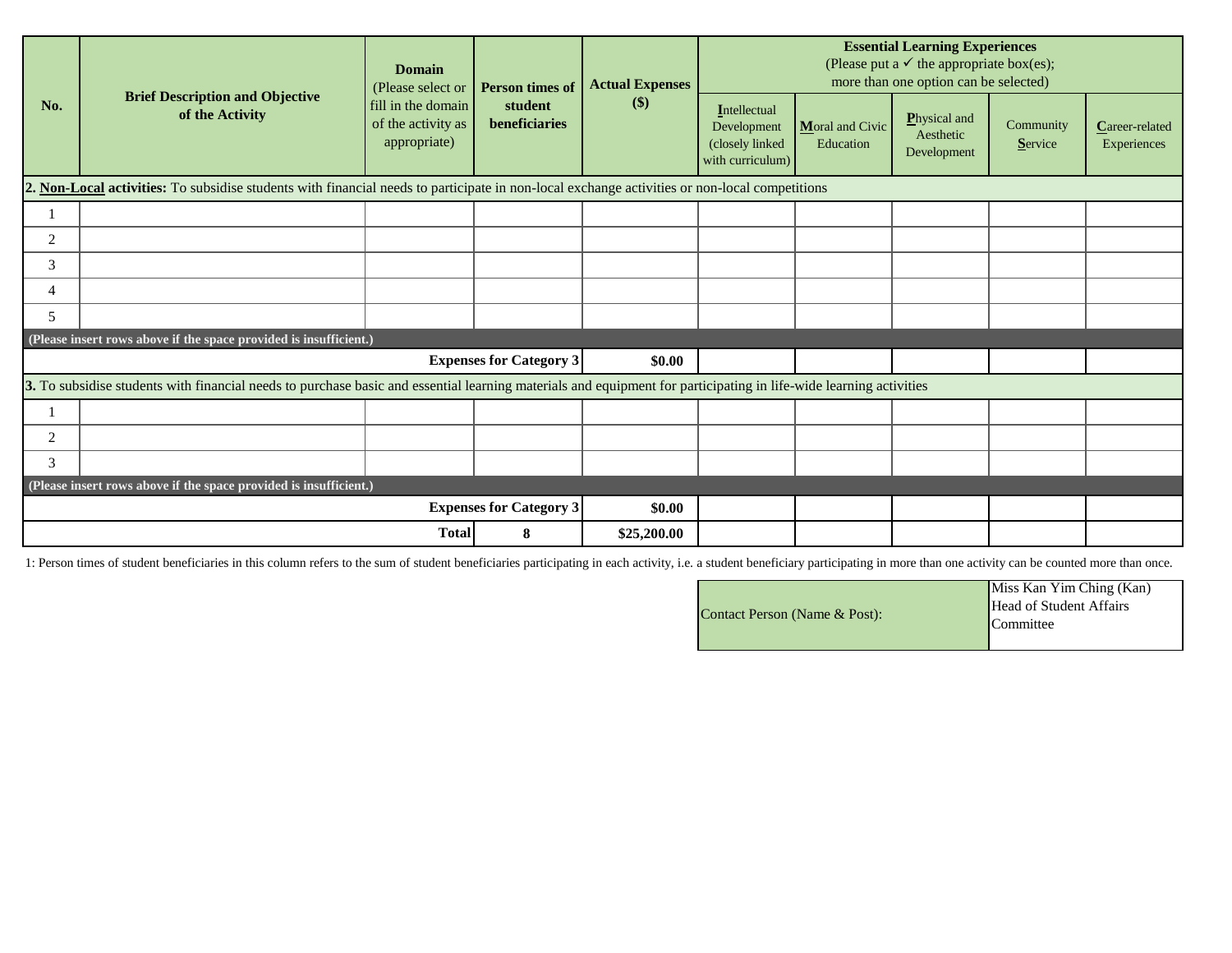| No. | Brief Description and Objective of the Activity | Domain (Please select or fill in the domain of the activity as appropriate) | Person times of student beneficiaries | Actual Expenses ($) | Essential Learning Experiences (Please put a ✓ the appropriate box(es); more than one option can be selected) | | | | |
|---|---|---|---|---|---|---|---|---|---|
| | | | | | **I**ntellectual Development (closely linked with curriculum) | **M**oral and Civic Education | **P**hysical and Aesthetic Development | Community **S**ervice | **C**areer-related Experiences |
| **2. Non-Local activities:** To subsidise students with financial needs to participate in non-local exchange activities or non-local competitions | | | | | | | | | |
| 1 | | | | | | | | | |
| 2 | | | | | | | | | |
| 3 | | | | | | | | | |
| 4 | | | | | | | | | |
| 5 | | | | | | | | | |
| **(Please insert rows above if the space provided is insufficient.)** | | | | | | | | | |
| | | | **Expenses for Category 3** | **$0.00** | | | | | |
| **3.** To subsidise students with financial needs to purchase basic and essential learning materials and equipment for participating in life-wide learning activities | | | | | | | | | |
| 1 | | | | | | | | | |
| 2 | | | | | | | | | |
| 3 | | | | | | | | | |
| **(Please insert rows above if the space provided is insufficient.)** | | | | | | | | | |
| | | | **Expenses for Category 3** | **$0.00** | | | | | |
| | | **Total** | **8** | **$25,200.00** | | | | | |

1: Person times of student beneficiaries in this column refers to the sum of student beneficiaries participating in each activity, i.e. a student beneficiary participating in more than one activity can be counted more than once.

| | |
|---|---|
| Contact Person (Name & Post): | Miss Kan Yim Ching (Kan) Head of Student Affairs Committee |